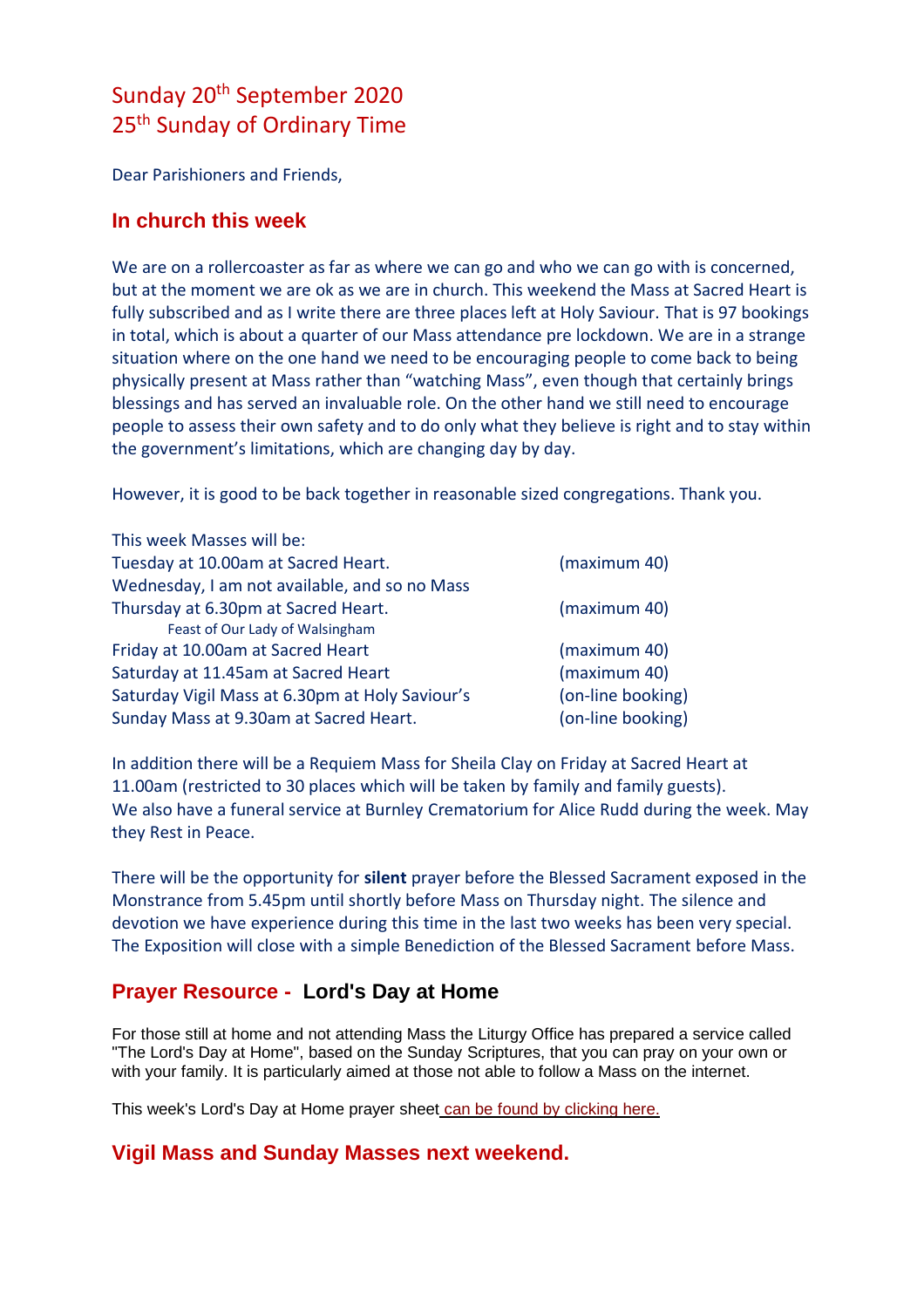# Sunday 20th September 2020
# 25th Sunday of Ordinary Time

Dear Parishioners and Friends,

## In church this week

We are on a rollercoaster as far as where we can go and who we can go with is concerned, but at the moment we are ok as we are in church. This weekend the Mass at Sacred Heart is fully subscribed and as I write there are three places left at Holy Saviour. That is 97 bookings in total, which is about a quarter of our Mass attendance pre lockdown. We are in a strange situation where on the one hand we need to be encouraging people to come back to being physically present at Mass rather than "watching Mass", even though that certainly brings blessings and has served an invaluable role. On the other hand we still need to encourage people to assess their own safety and to do only what they believe is right and to stay within the government's limitations, which are changing day by day.

However, it is good to be back together in reasonable sized congregations. Thank you.

This week Masses will be:

| | |
|---|---|
| Tuesday at 10.00am at Sacred Heart. | (maximum 40) |
| Wednesday, I am not available, and so no Mass | |
| Thursday at 6.30pm at Sacred Heart. | (maximum 40) |
| Feast of Our Lady of Walsingham | |
| Friday at 10.00am at Sacred Heart | (maximum 40) |
| Saturday at 11.45am at Sacred Heart | (maximum 40) |
| Saturday Vigil Mass at 6.30pm at Holy Saviour's | (on-line booking) |
| Sunday Mass at 9.30am at Sacred Heart. | (on-line booking) |

In addition there will be a Requiem Mass for Sheila Clay on Friday at Sacred Heart at 11.00am (restricted to 30 places which will be taken by family and family guests).
We also have a funeral service at Burnley Crematorium for Alice Rudd during the week. May they Rest in Peace.

There will be the opportunity for **silent** prayer before the Blessed Sacrament exposed in the Monstrance from 5.45pm until shortly before Mass on Thursday night. The silence and devotion we have experience during this time in the last two weeks has been very special. The Exposition will close with a simple Benediction of the Blessed Sacrament before Mass.

## Prayer Resource - Lord's Day at Home

For those still at home and not attending Mass the Liturgy Office has prepared a service called "The Lord's Day at Home", based on the Sunday Scriptures, that you can pray on your own or with your family. It is particularly aimed at those not able to follow a Mass on the internet.

This week's Lord's Day at Home prayer sheet can be found by clicking here.

## Vigil Mass and Sunday Masses next weekend.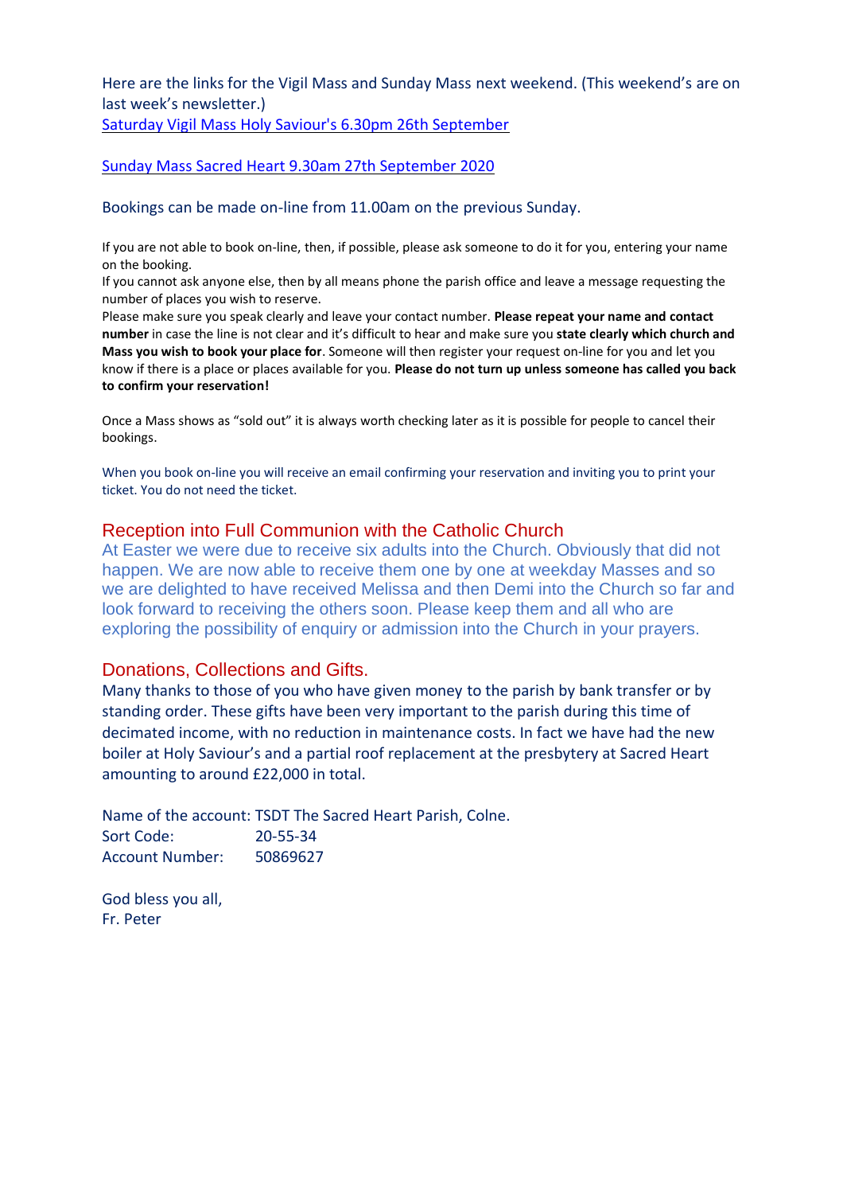Here are the links for the Vigil Mass and Sunday Mass next weekend. (This weekend's are on last week's newsletter.)

[Saturday Vigil Mass Holy Saviour's 6.30pm 26th September]()

[Sunday Mass Sacred Heart 9.30am 27th September 2020]()

Bookings can be made on-line from 11.00am on the previous Sunday.

If you are not able to book on-line, then, if possible, please ask someone to do it for you, entering your name on the booking.
If you cannot ask anyone else, then by all means phone the parish office and leave a message requesting the number of places you wish to reserve.
Please make sure you speak clearly and leave your contact number. **Please repeat your name and contact number** in case the line is not clear and it's difficult to hear and make sure you **state clearly which church and Mass you wish to book your place for**. Someone will then register your request on-line for you and let you know if there is a place or places available for you. **Please do not turn up unless someone has called you back to confirm your reservation!**

Once a Mass shows as "sold out" it is always worth checking later as it is possible for people to cancel their bookings.

When you book on-line you will receive an email confirming your reservation and inviting you to print your ticket. You do not need the ticket.

## Reception into Full Communion with the Catholic Church

At Easter we were due to receive six adults into the Church. Obviously that did not happen. We are now able to receive them one by one at weekday Masses and so we are delighted to have received Melissa and then Demi into the Church so far and look forward to receiving the others soon. Please keep them and all who are exploring the possibility of enquiry or admission into the Church in your prayers.

## Donations, Collections and Gifts.

Many thanks to those of you who have given money to the parish by bank transfer or by standing order. These gifts have been very important to the parish during this time of decimated income, with no reduction in maintenance costs. In fact we have had the new boiler at Holy Saviour's and a partial roof replacement at the presbytery at Sacred Heart amounting to around £22,000 in total.

Name of the account: TSDT The Sacred Heart Parish, Colne.
Sort Code: 20-55-34
Account Number: 50869627

God bless you all,
Fr. Peter